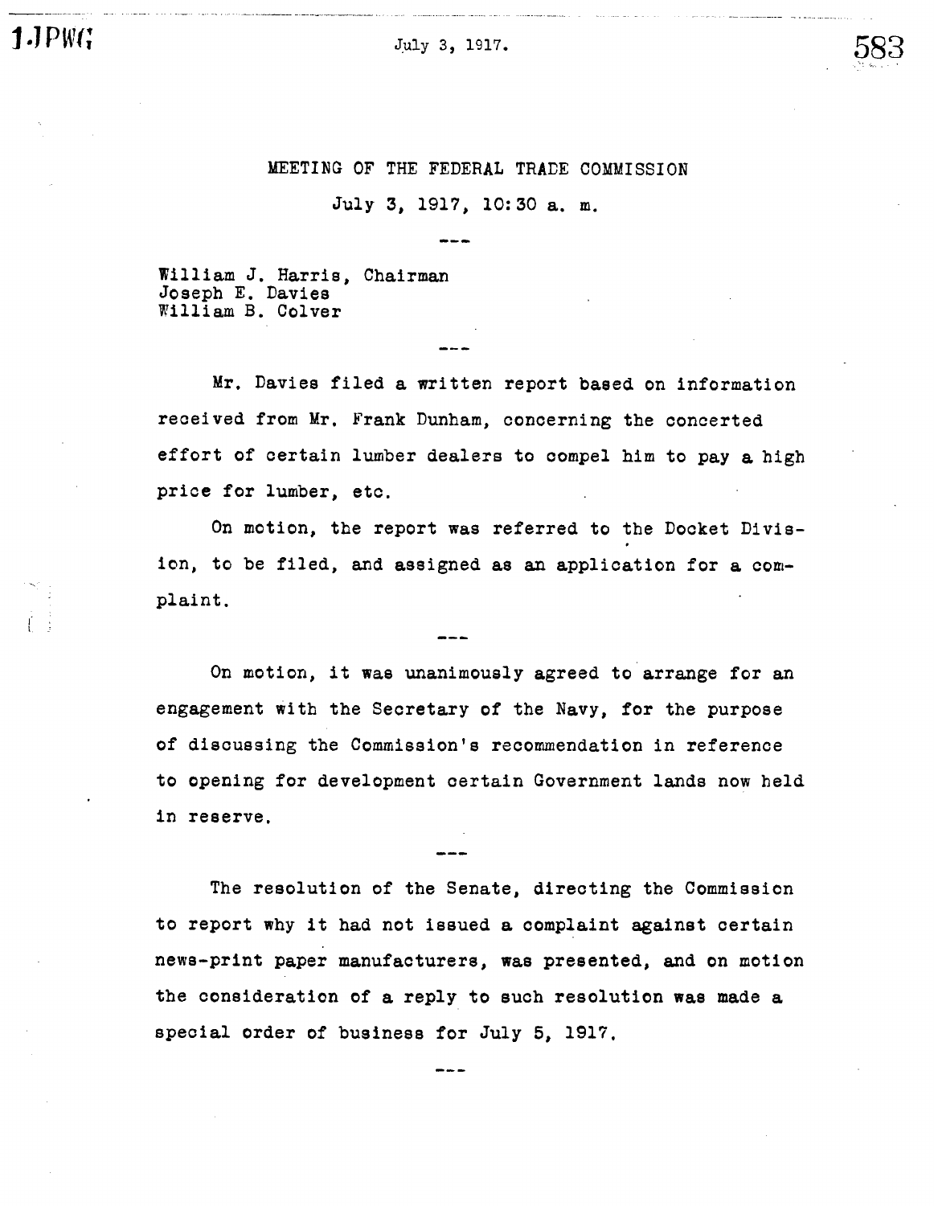# MEETING OF THE FEDERAL TRADE COMMISSION

July 3, 1917, 10:30 a. m.

---

William J. Harris, Chairman
Joseph E. Davies
William B. Colver

---

Mr. Davies filed a written report based on information received from Mr. Frank Dunham, concerning the concerted effort of certain lumber dealers to compel him to pay a high price for lumber, etc.

On motion, the report was referred to the Docket Division, to be filed, and assigned as an application for a complaint.

---

On motion, it was unanimously agreed to arrange for an engagement with the Secretary of the Navy, for the purpose of discussing the Commission's recommendation in reference to opening for development certain Government lands now held in reserve.

---

The resolution of the Senate, directing the Commission to report why it had not issued a complaint against certain news-print paper manufacturers, was presented, and on motion the consideration of a reply to such resolution was made a special order of business for July 5, 1917.

---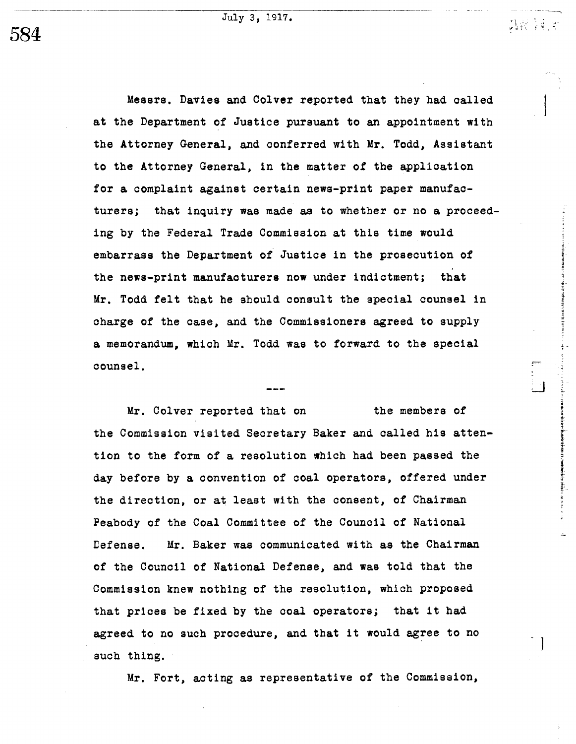July 3, 1917.

Messrs. Davies and Colver reported that they had called at the Department of Justice pursuant to an appointment with the Attorney General, and conferred with Mr. Todd, Assistant to the Attorney General, in the matter of the application for a complaint against certain news-print paper manufacturers; that inquiry was made as to whether or no a proceeding by the Federal Trade Commission at this time would embarrass the Department of Justice in the prosecution of the news-print manufacturers now under indictment; that Mr. Todd felt that he should consult the special counsel in charge of the case, and the Commissioners agreed to supply a memorandum, which Mr. Todd was to forward to the special counsel.

---

Mr. Colver reported that on the members of the Commission visited Secretary Baker and called his attention to the form of a resolution which had been passed the day before by a convention of coal operators, offered under the direction, or at least with the consent, of Chairman Peabody of the Coal Committee of the Council of National Defense. Mr. Baker was communicated with as the Chairman of the Council of National Defense, and was told that the Commission knew nothing of the resolution, which proposed that prices be fixed by the coal operators; that it had agreed to no such procedure, and that it would agree to no such thing.

Mr. Fort, acting as representative of the Commission,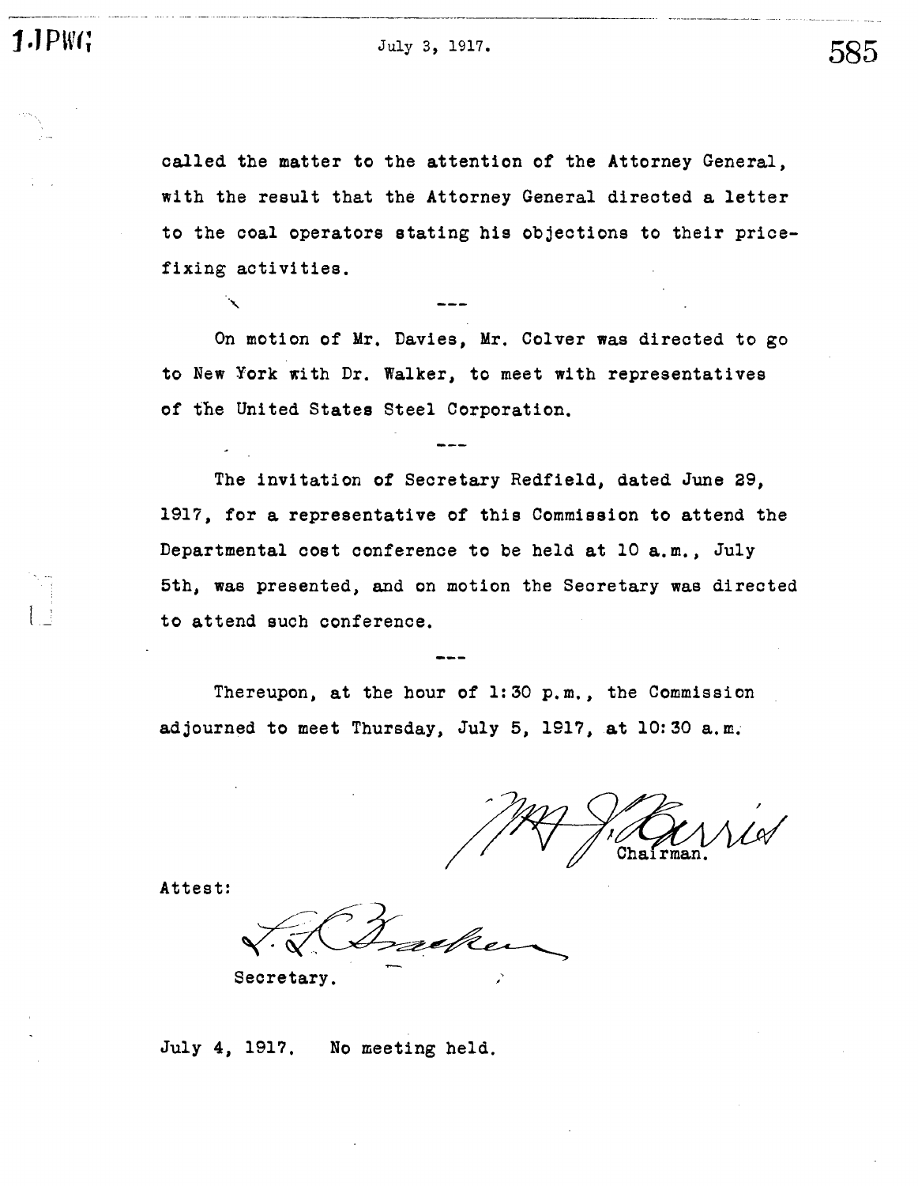called the matter to the attention of the Attorney General, with the result that the Attorney General directed a letter to the coal operators stating his objections to their price-fixing activities.

---

On motion of Mr. Davies, Mr. Colver was directed to go to New York with Dr. Walker, to meet with representatives of the United States Steel Corporation.

---

The invitation of Secretary Redfield, dated June 29, 1917, for a representative of this Commission to attend the Departmental cost conference to be held at 10 a.m., July 5th, was presented, and on motion the Secretary was directed to attend such conference.

---

Thereupon, at the hour of 1:30 p.m., the Commission adjourned to meet Thursday, July 5, 1917, at 10:30 a.m.

Wm J. Harris
Chairman.

Attest:

L. L. Bracken
Secretary.

July 4, 1917. No meeting held.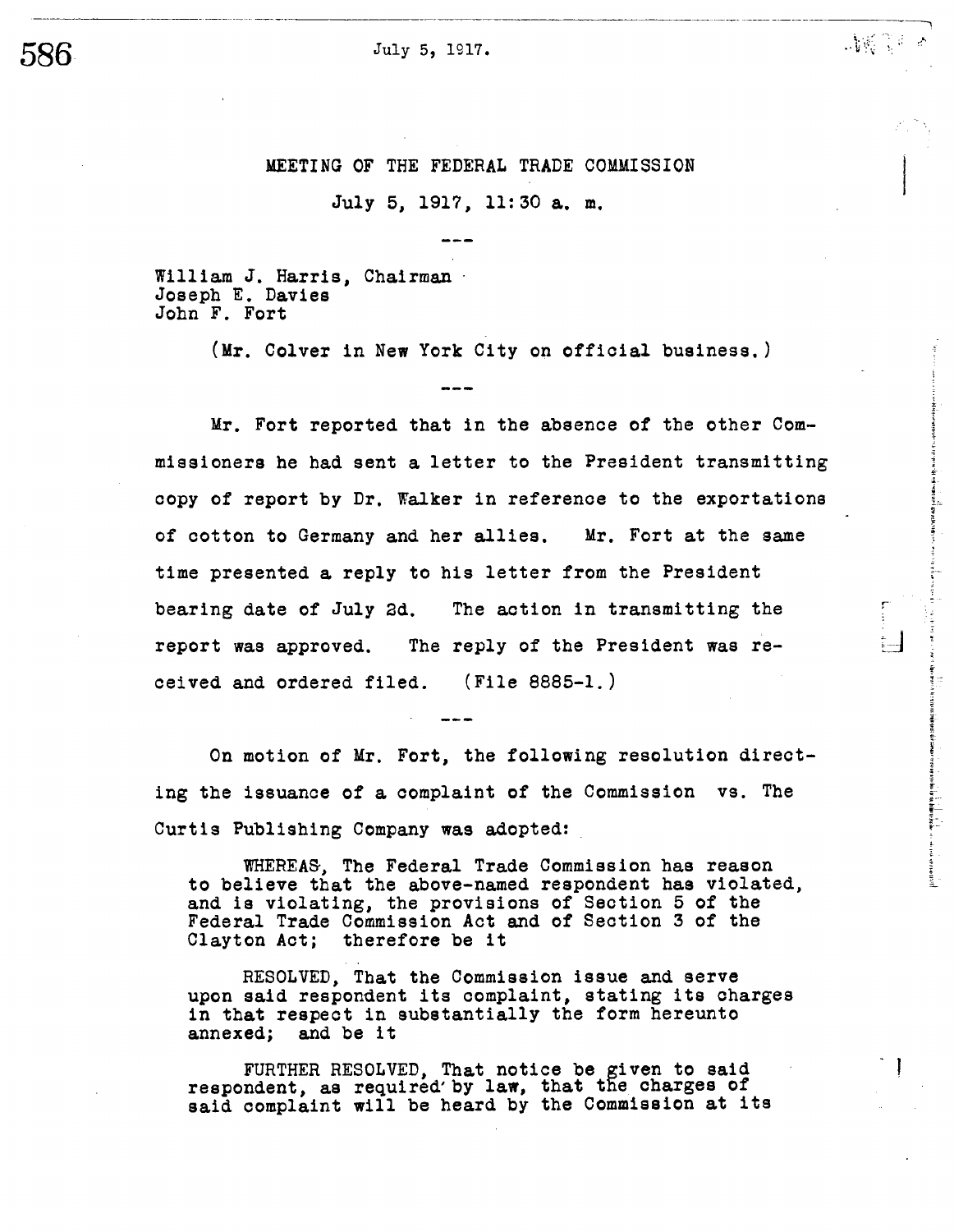# MEETING OF THE FEDERAL TRADE COMMISSION

July 5, 1917, 11:30 a. m.

---

William J. Harris, Chairman
Joseph E. Davies
John F. Fort

(Mr. Colver in New York City on official business.)

---

Mr. Fort reported that in the absence of the other Commissioners he had sent a letter to the President transmitting copy of report by Dr. Walker in reference to the exportations of cotton to Germany and her allies. Mr. Fort at the same time presented a reply to his letter from the President bearing date of July 2d. The action in transmitting the report was approved. The reply of the President was received and ordered filed. (File 8885-1.)

---

On motion of Mr. Fort, the following resolution directing the issuance of a complaint of the Commission vs. The Curtis Publishing Company was adopted:

> WHEREAS, The Federal Trade Commission has reason to believe that the above-named respondent has violated, and is violating, the provisions of Section 5 of the Federal Trade Commission Act and of Section 3 of the Clayton Act; therefore be it
>
> RESOLVED, That the Commission issue and serve upon said respondent its complaint, stating its charges in that respect in substantially the form hereunto annexed; and be it
>
> FURTHER RESOLVED, That notice be given to said respondent, as required by law, that the charges of said complaint will be heard by the Commission at its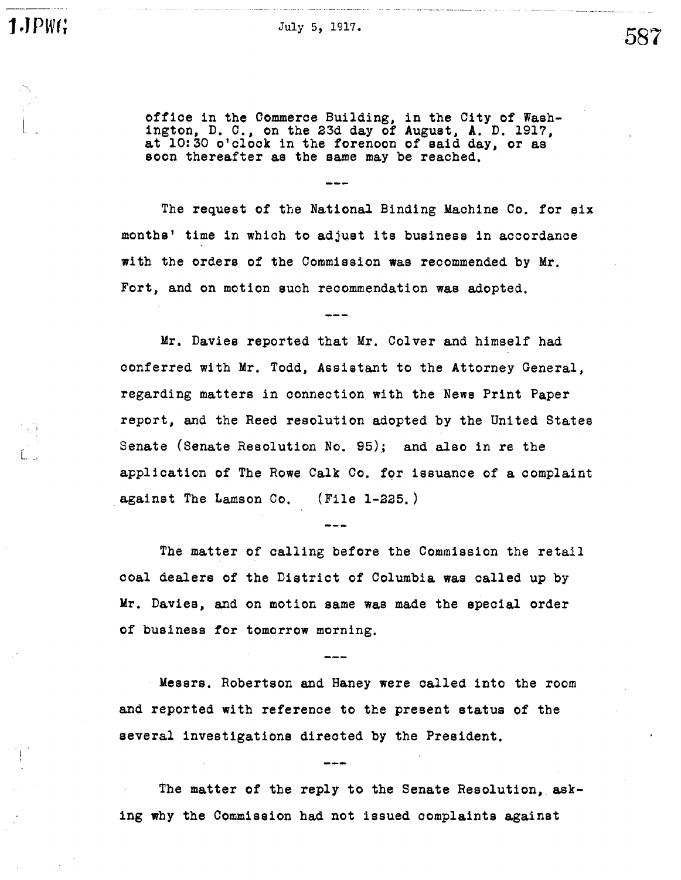office in the Commerce Building, in the City of Washington, D. C., on the 23d day of August, A. D. 1917, at 10:30 o'clock in the forenoon of said day, or as soon thereafter as the same may be reached.

---

The request of the National Binding Machine Co. for six months' time in which to adjust its business in accordance with the orders of the Commission was recommended by Mr. Fort, and on motion such recommendation was adopted.

---

Mr. Davies reported that Mr. Colver and himself had conferred with Mr. Todd, Assistant to the Attorney General, regarding matters in connection with the News Print Paper report, and the Reed resolution adopted by the United States Senate (Senate Resolution No. 95); and also in re the application of The Rowe Calk Co. for issuance of a complaint against The Lamson Co. (File 1-225.)

---

The matter of calling before the Commission the retail coal dealers of the District of Columbia was called up by Mr. Davies, and on motion same was made the special order of business for tomorrow morning.

---

Messrs. Robertson and Haney were called into the room and reported with reference to the present status of the several investigations directed by the President.

---

The matter of the reply to the Senate Resolution, asking why the Commission had not issued complaints against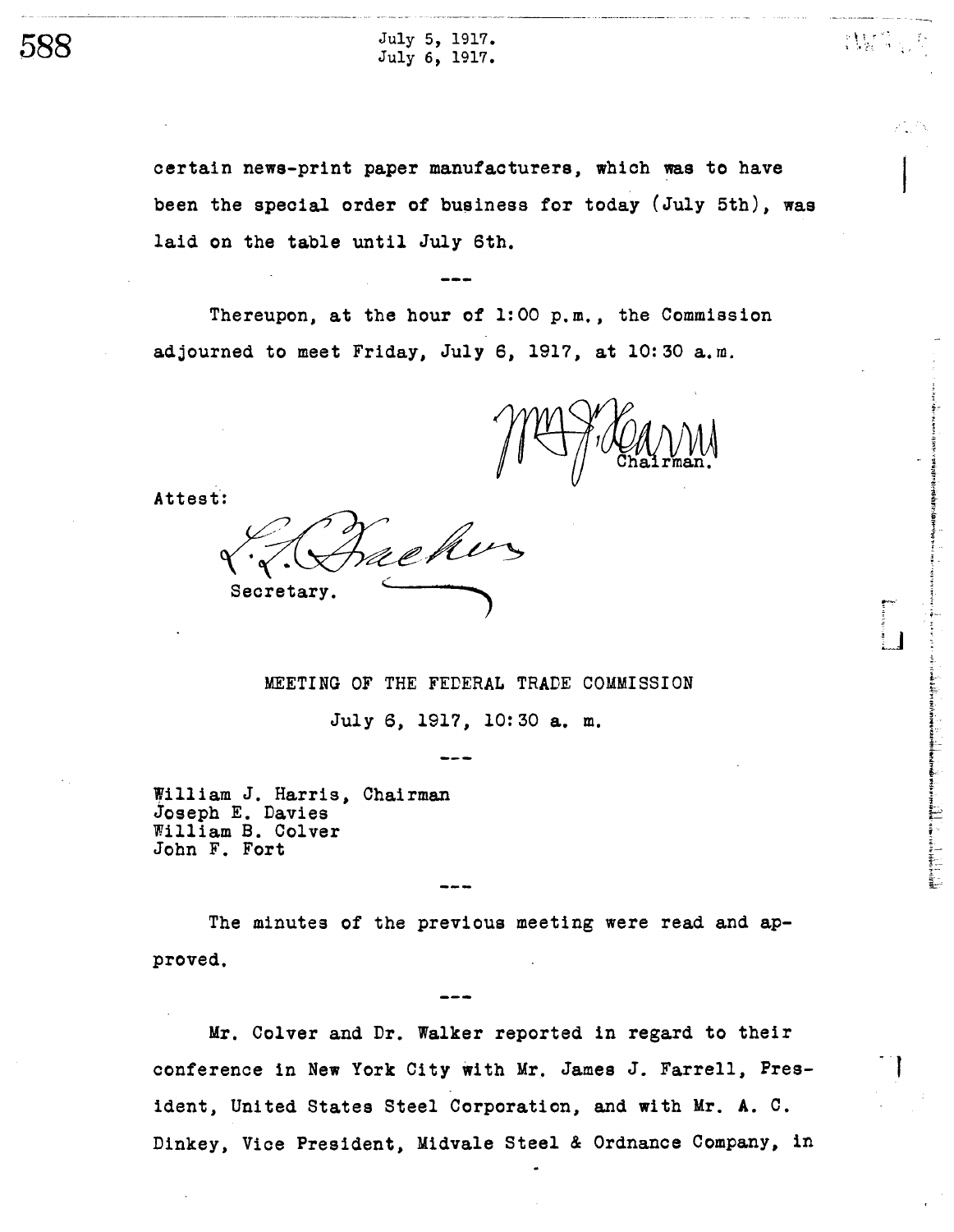certain news-print paper manufacturers, which was to have been the special order of business for today (July 5th), was laid on the table until July 6th.

---

Thereupon, at the hour of 1:00 p.m., the Commission adjourned to meet Friday, July 6, 1917, at 10:30 a.m.

Wm. J. Harris
Chairman.

Attest:

L. L. Bracken
Secretary.

## MEETING OF THE FEDERAL TRADE COMMISSION

July 6, 1917, 10:30 a. m.

---

William J. Harris, Chairman
Joseph E. Davies
William B. Colver
John F. Fort

---

The minutes of the previous meeting were read and approved.

---

Mr. Colver and Dr. Walker reported in regard to their conference in New York City with Mr. James J. Farrell, President, United States Steel Corporation, and with Mr. A. C. Dinkey, Vice President, Midvale Steel & Ordnance Company, in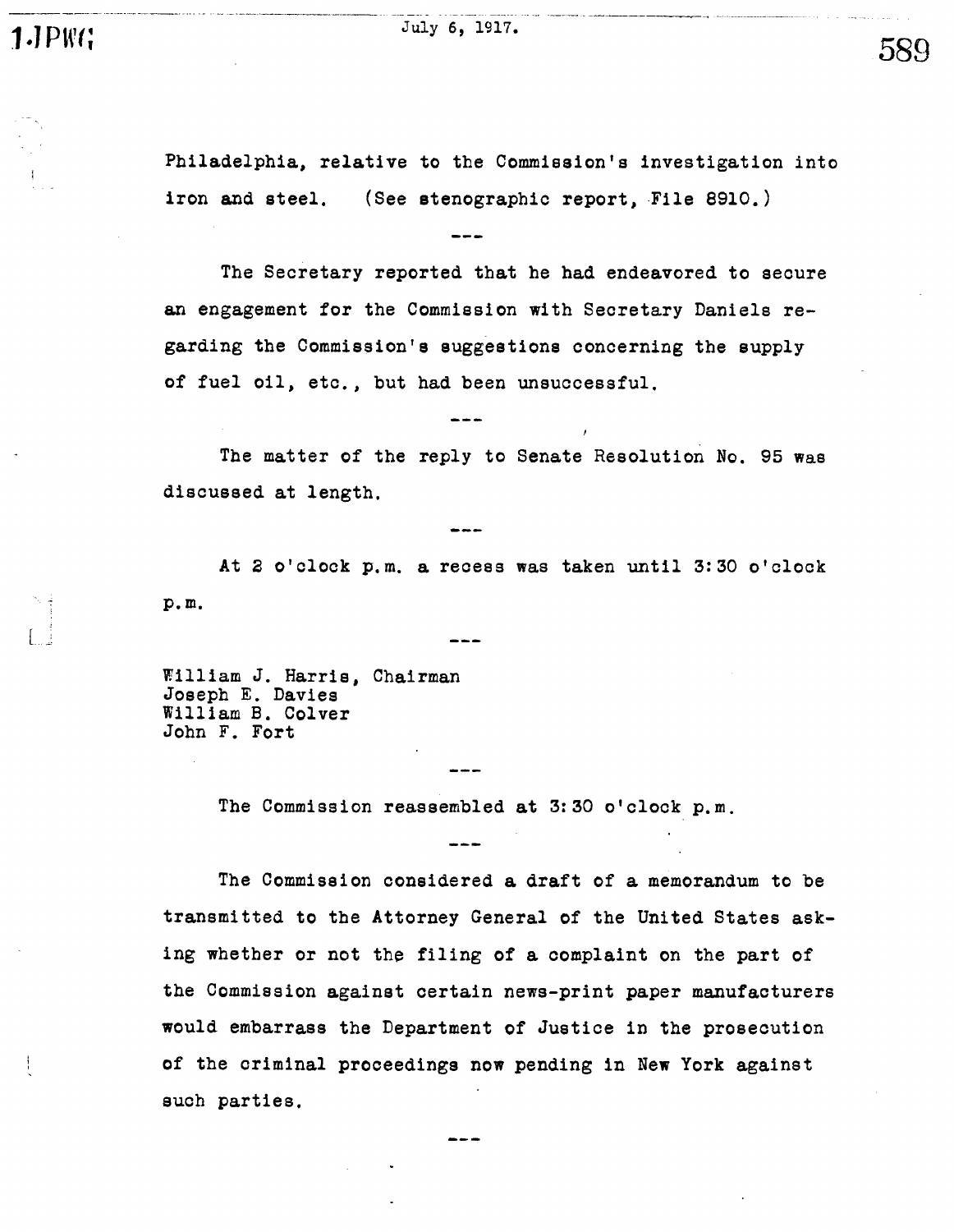Philadelphia, relative to the Commission's investigation into iron and steel. (See stenographic report, File 8910.)

---

The Secretary reported that he had endeavored to secure an engagement for the Commission with Secretary Daniels regarding the Commission's suggestions concerning the supply of fuel oil, etc., but had been unsuccessful.

---

The matter of the reply to Senate Resolution No. 95 was discussed at length.

---

At 2 o'clock p.m. a recess was taken until 3:30 o'clock p.m.

---

William J. Harris, Chairman
Joseph E. Davies
William B. Colver
John F. Fort

---

The Commission reassembled at 3:30 o'clock p.m.

---

The Commission considered a draft of a memorandum to be transmitted to the Attorney General of the United States asking whether or not the filing of a complaint on the part of the Commission against certain news-print paper manufacturers would embarrass the Department of Justice in the prosecution of the criminal proceedings now pending in New York against such parties.

---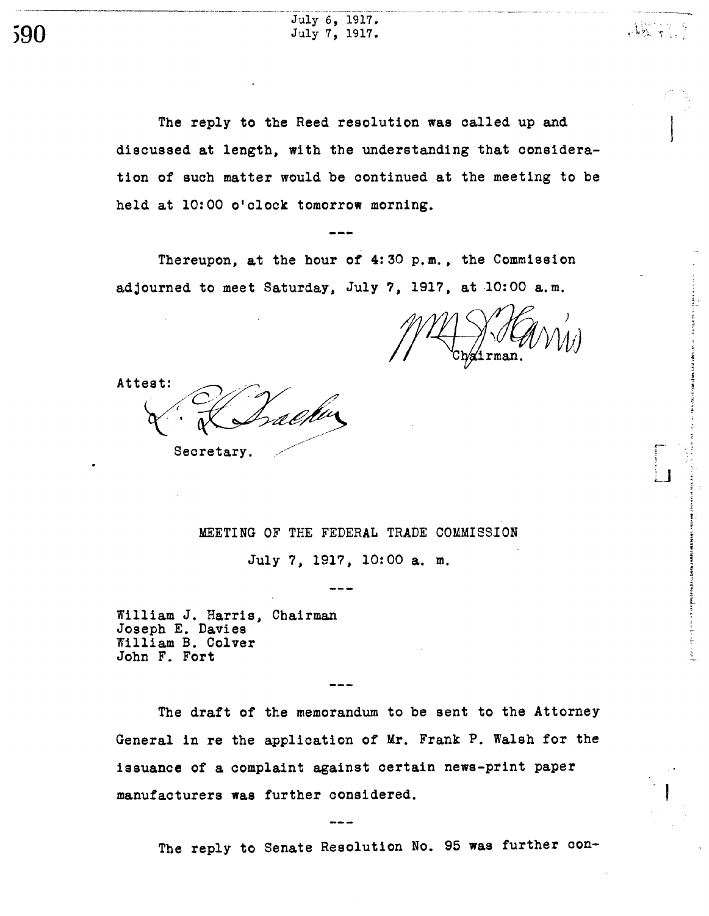The reply to the Reed resolution was called up and discussed at length, with the understanding that consideration of such matter would be continued at the meeting to be held at 10:00 o'clock tomorrow morning.

---

Thereupon, at the hour of 4:30 p.m., the Commission adjourned to meet Saturday, July 7, 1917, at 10:00 a.m.

Wm. J. Harris
Chairman.

Attest:
L. L. Yaeckel
Secretary.

## MEETING OF THE FEDERAL TRADE COMMISSION

July 7, 1917, 10:00 a. m.

---

William J. Harris, Chairman
Joseph E. Davies
William B. Colver
John F. Fort

---

The draft of the memorandum to be sent to the Attorney General in re the application of Mr. Frank P. Walsh for the issuance of a complaint against certain news-print paper manufacturers was further considered.

---

The reply to Senate Resolution No. 95 was further con-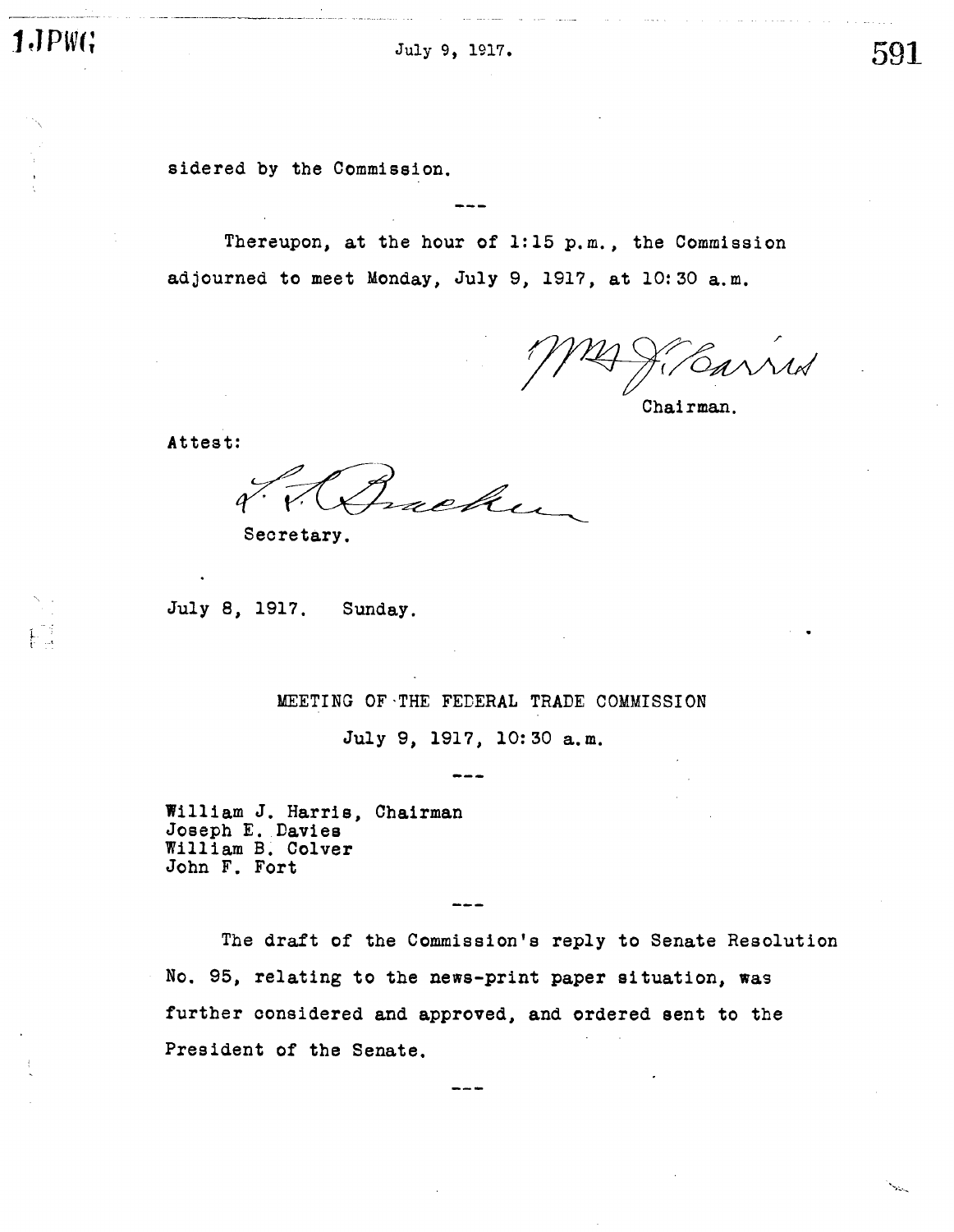sidered by the Commission.

---

Thereupon, at the hour of 1:15 p.m., the Commission adjourned to meet Monday, July 9, 1917, at 10:30 a.m.

Wm. J. Harris
Chairman.

Attest:

J. P. Yoder
Secretary.

July 8, 1917. Sunday.

## MEETING OF THE FEDERAL TRADE COMMISSION

July 9, 1917, 10:30 a.m.

---

William J. Harris, Chairman
Joseph E. Davies
William B. Colver
John F. Fort

---

The draft of the Commission's reply to Senate Resolution No. 95, relating to the news-print paper situation, was further considered and approved, and ordered sent to the President of the Senate.

---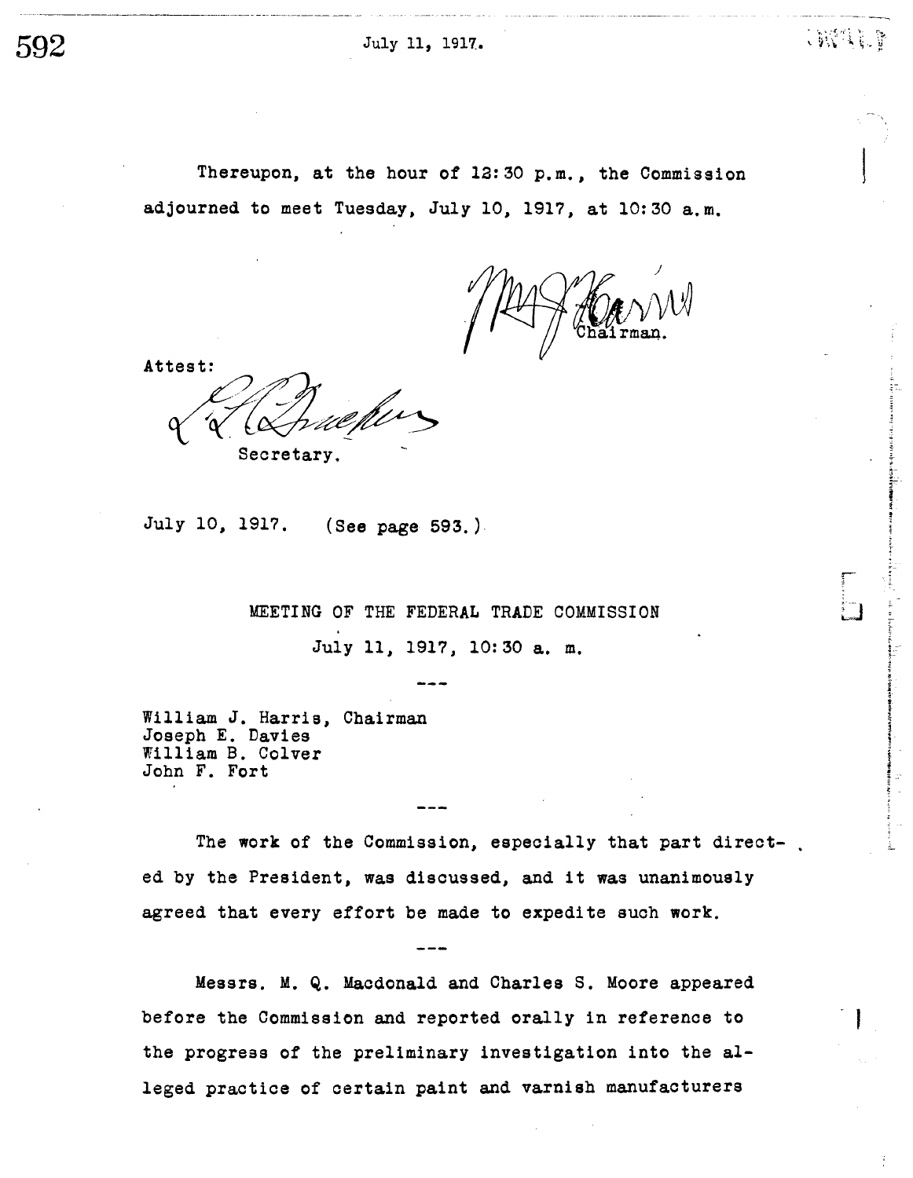Thereupon, at the hour of 12:30 p.m., the Commission adjourned to meet Tuesday, July 10, 1917, at 10:30 a.m.

Chairman.

Attest:

Secretary.

July 10, 1917. (See page 593.)

## MEETING OF THE FEDERAL TRADE COMMISSION

July 11, 1917, 10:30 a. m.

---

William J. Harris, Chairman
Joseph E. Davies
William B. Colver
John F. Fort

---

The work of the Commission, especially that part directed by the President, was discussed, and it was unanimously agreed that every effort be made to expedite such work.

---

Messrs. M. Q. Macdonald and Charles S. Moore appeared before the Commission and reported orally in reference to the progress of the preliminary investigation into the alleged practice of certain paint and varnish manufacturers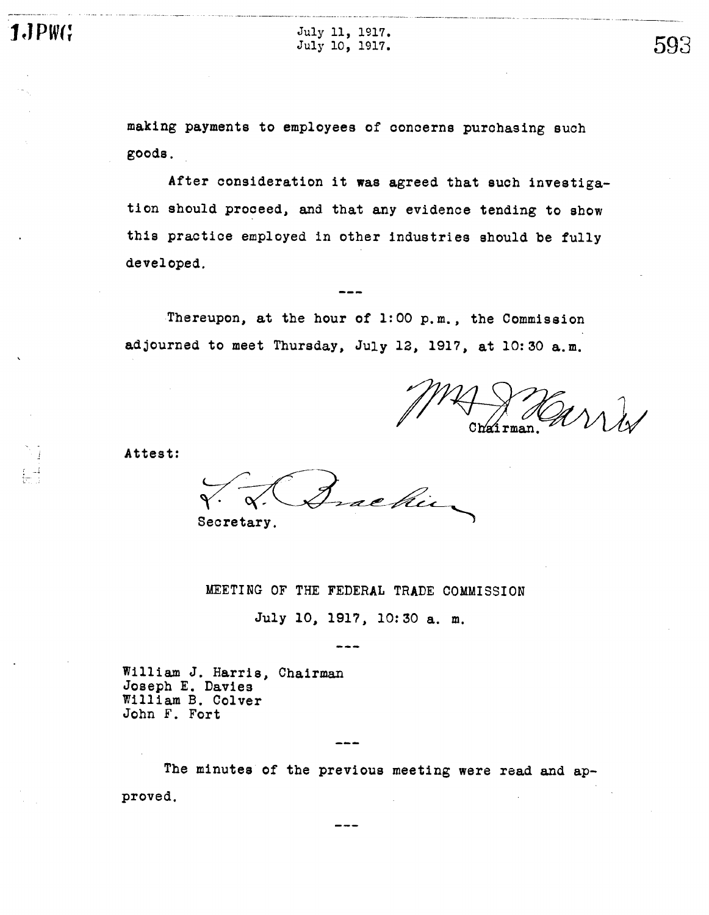making payments to employees of concerns purchasing such goods.

After consideration it was agreed that such investigation should proceed, and that any evidence tending to show this practice employed in other industries should be fully developed.

---

Thereupon, at the hour of 1:00 p.m., the Commission adjourned to meet Thursday, July 12, 1917, at 10:30 a.m.

Wm J Harris
Chairman.

Attest:

L. L. Bracken
Secretary.

MEETING OF THE FEDERAL TRADE COMMISSION

July 10, 1917, 10:30 a. m.

---

William J. Harris, Chairman
Joseph E. Davies
William B. Colver
John F. Fort

---

The minutes of the previous meeting were read and approved.

---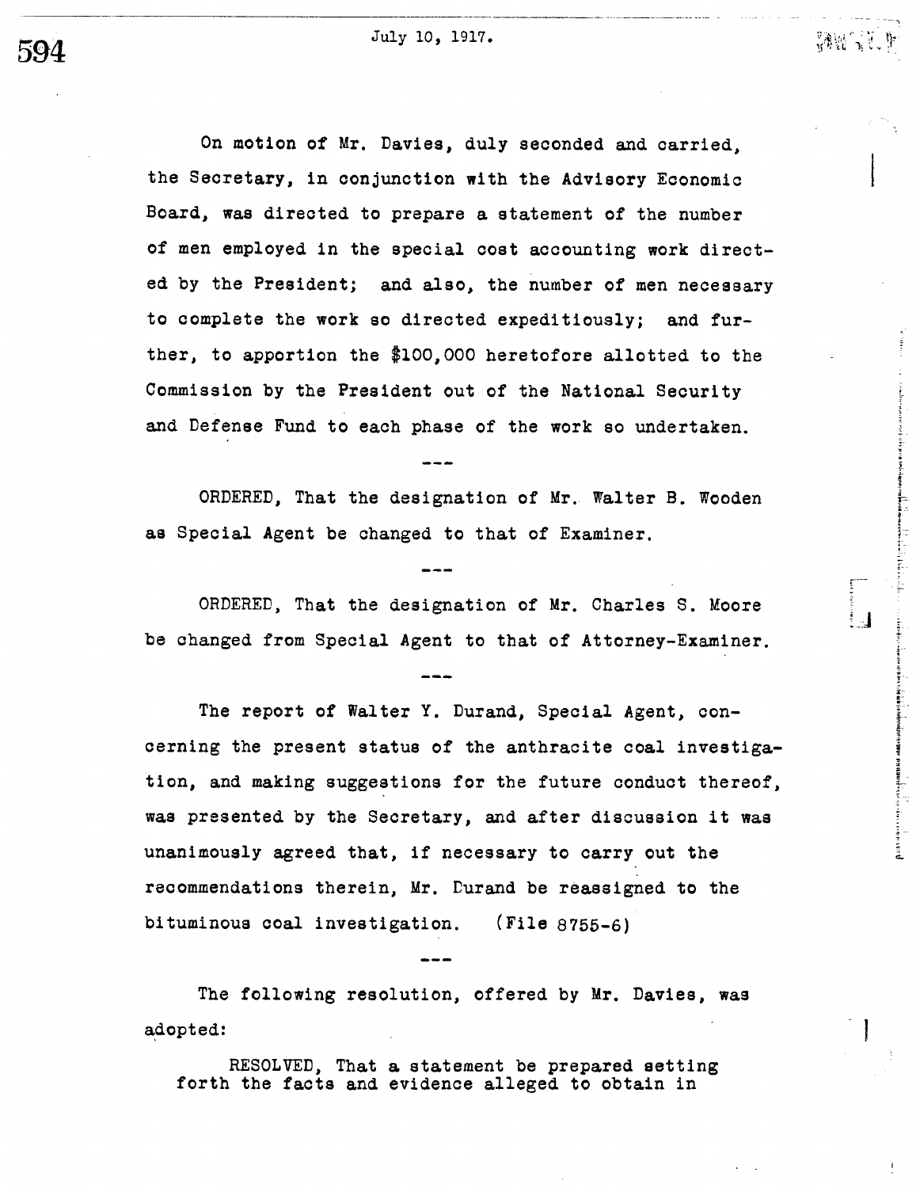July 10, 1917.

On motion of Mr. Davies, duly seconded and carried, the Secretary, in conjunction with the Advisory Economic Board, was directed to prepare a statement of the number of men employed in the special cost accounting work directed by the President; and also, the number of men necessary to complete the work so directed expeditiously; and further, to apportion the $100,000 heretofore allotted to the Commission by the President out of the National Security and Defense Fund to each phase of the work so undertaken.

---

ORDERED, That the designation of Mr. Walter B. Wooden as Special Agent be changed to that of Examiner.

---

ORDERED, That the designation of Mr. Charles S. Moore be changed from Special Agent to that of Attorney-Examiner.

---

The report of Walter Y. Durand, Special Agent, concerning the present status of the anthracite coal investigation, and making suggestions for the future conduct thereof, was presented by the Secretary, and after discussion it was unanimously agreed that, if necessary to carry out the recommendations therein, Mr. Durand be reassigned to the bituminous coal investigation. (File 8755-6)

---

The following resolution, offered by Mr. Davies, was adopted:

RESOLVED, That a statement be prepared setting forth the facts and evidence alleged to obtain in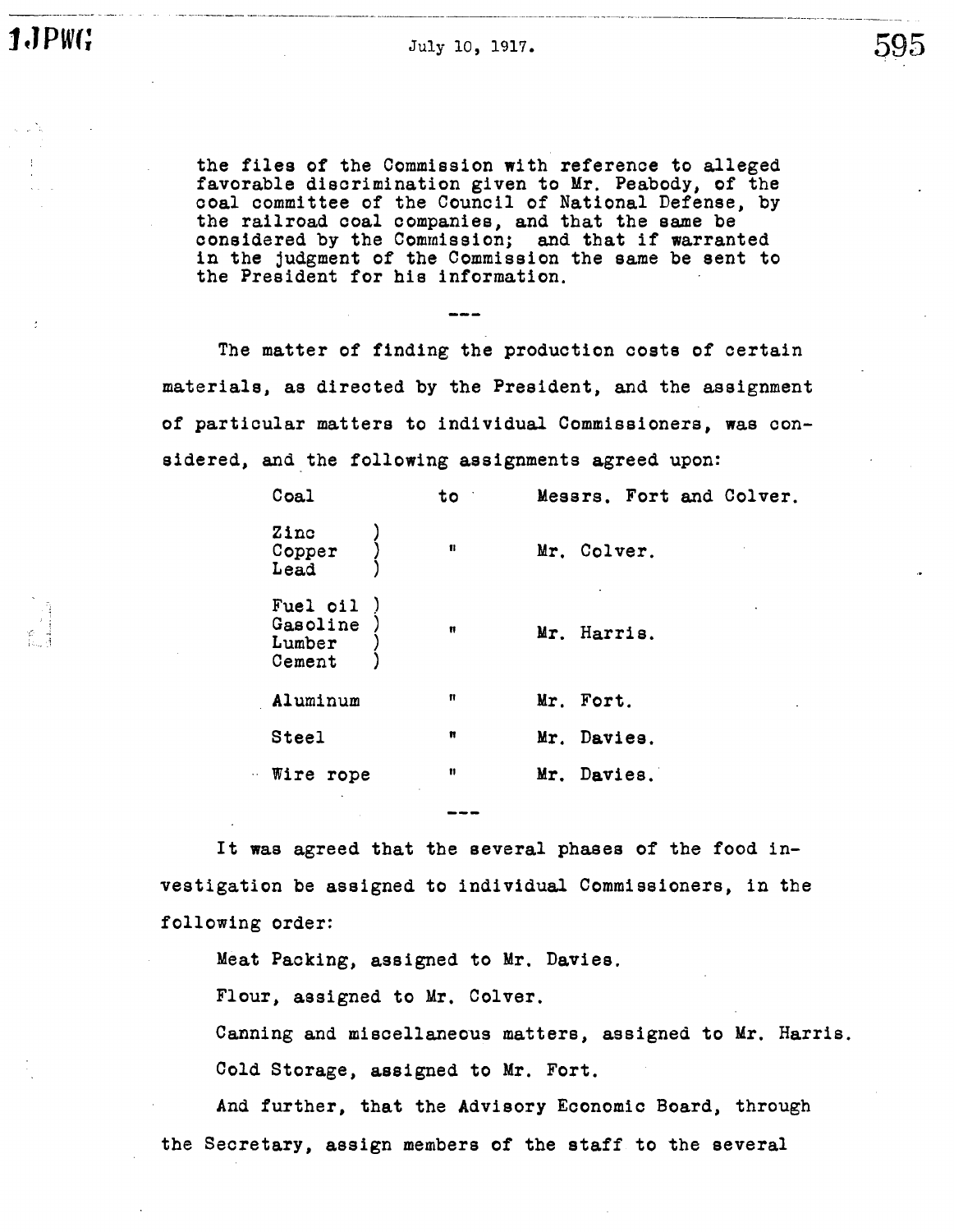the files of the Commission with reference to alleged favorable discrimination given to Mr. Peabody, of the coal committee of the Council of National Defense, by the railroad coal companies, and that the same be considered by the Commission; and that if warranted in the judgment of the Commission the same be sent to the President for his information.

---

The matter of finding the production costs of certain materials, as directed by the President, and the assignment of particular matters to individual Commissioners, was considered, and the following assignments agreed upon:

| | | |
|---|---|---|
| Coal | to | Messrs. Fort and Colver. |
| Zinc, Copper, Lead | " | Mr. Colver. |
| Fuel oil, Gasoline, Lumber, Cement | " | Mr. Harris. |
| Aluminum | " | Mr. Fort. |
| Steel | " | Mr. Davies. |
| Wire rope | " | Mr. Davies. |

---

It was agreed that the several phases of the food investigation be assigned to individual Commissioners, in the following order:

Meat Packing, assigned to Mr. Davies.

Flour, assigned to Mr. Colver.

Canning and miscellaneous matters, assigned to Mr. Harris.

Cold Storage, assigned to Mr. Fort.

And further, that the Advisory Economic Board, through the Secretary, assign members of the staff to the several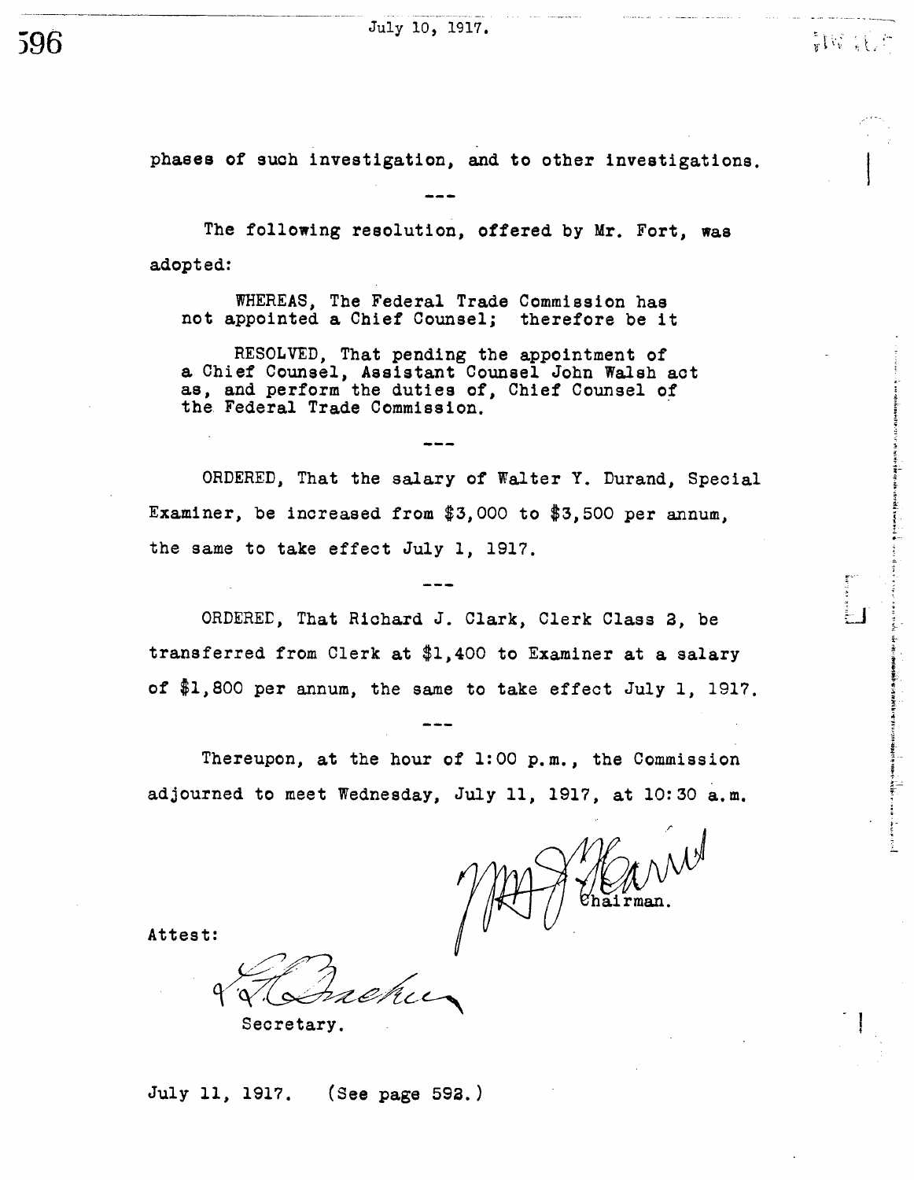July 10, 1917.

phases of such investigation, and to other investigations.

---

The following resolution, offered by Mr. Fort, was adopted:

> WHEREAS, The Federal Trade Commission has not appointed a Chief Counsel; therefore be it
>
> RESOLVED, That pending the appointment of a Chief Counsel, Assistant Counsel John Walsh act as, and perform the duties of, Chief Counsel of the Federal Trade Commission.

---

ORDERED, That the salary of Walter Y. Durand, Special Examiner, be increased from $3,000 to $3,500 per annum, the same to take effect July 1, 1917.

---

ORDERED, That Richard J. Clark, Clerk Class 2, be transferred from Clerk at $1,400 to Examiner at a salary of $1,800 per annum, the same to take effect July 1, 1917.

---

Thereupon, at the hour of 1:00 p.m., the Commission adjourned to meet Wednesday, July 11, 1917, at 10:30 a.m.

Chairman.

Attest:

Secretary.

July 11, 1917. (See page 592.)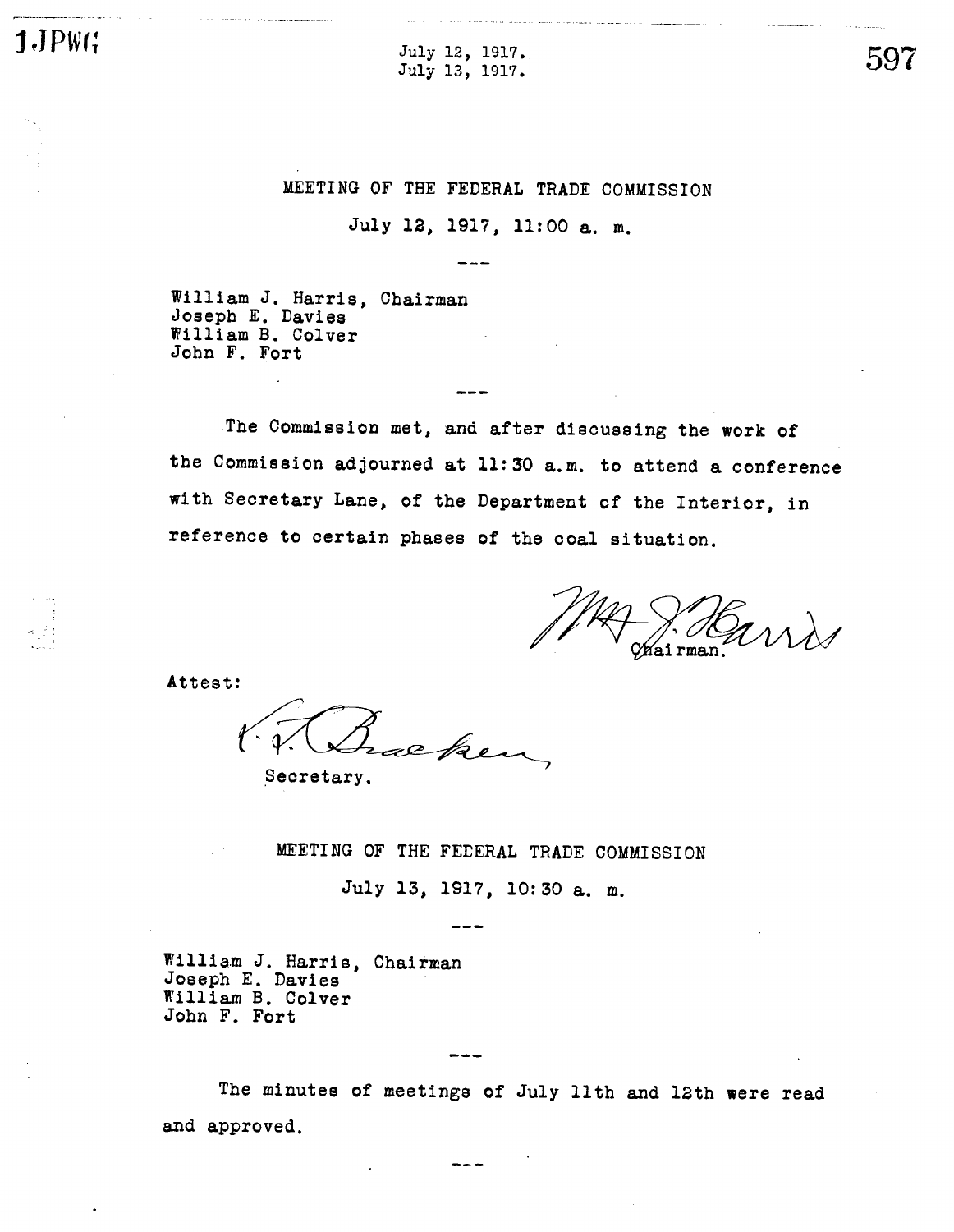July 12, 1917.
July 13, 1917.

MEETING OF THE FEDERAL TRADE COMMISSION

July 12, 1917, 11:00 a. m.

---

William J. Harris, Chairman
Joseph E. Davies
William B. Colver
John F. Fort

---

The Commission met, and after discussing the work of the Commission adjourned at 11:30 a.m. to attend a conference with Secretary Lane, of the Department of the Interior, in reference to certain phases of the coal situation.

Wm J. Harris
Chairman.

Attest:

V. T. Bracken
Secretary.

MEETING OF THE FEDERAL TRADE COMMISSION

July 13, 1917, 10:30 a. m.

---

William J. Harris, Chairman
Joseph E. Davies
William B. Colver
John F. Fort

---

The minutes of meetings of July 11th and 12th were read and approved.

---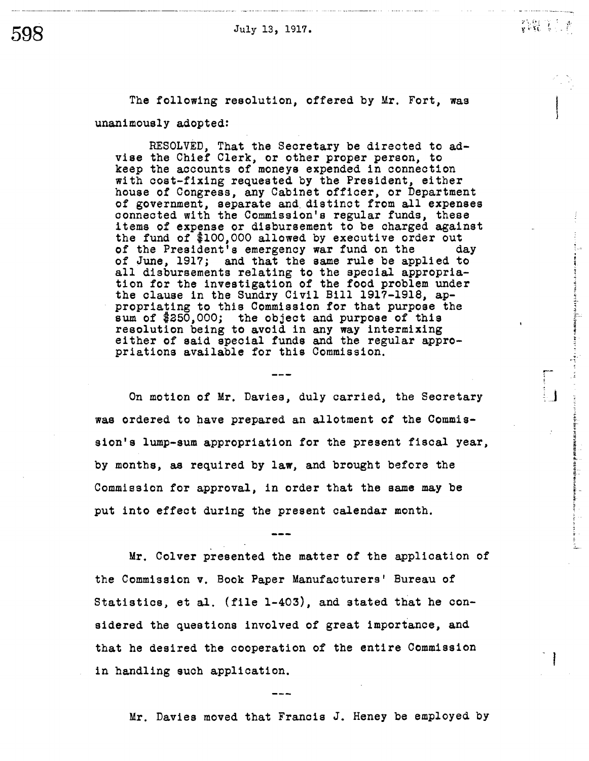July 13, 1917.

The following resolution, offered by Mr. Fort, was unanimously adopted:

> RESOLVED, That the Secretary be directed to advise the Chief Clerk, or other proper person, to keep the accounts of moneys expended in connection with cost-fixing requested by the President, either house of Congress, any Cabinet officer, or Department of government, separate and distinct from all expenses connected with the Commission's regular funds, these items of expense or disbursement to be charged against the fund of $100,000 allowed by executive order out of the President's emergency war fund on the      day of June, 1917; and that the same rule be applied to all disbursements relating to the special appropriation for the investigation of the food problem under the clause in the Sundry Civil Bill 1917-1918, appropriating to this Commission for that purpose the sum of $250,000; the object and purpose of this resolution being to avoid in any way intermixing either of said special funds and the regular appropriations available for this Commission.

---

On motion of Mr. Davies, duly carried, the Secretary was ordered to have prepared an allotment of the Commission's lump-sum appropriation for the present fiscal year, by months, as required by law, and brought before the Commission for approval, in order that the same may be put into effect during the present calendar month.

---

Mr. Colver presented the matter of the application of the Commission v. Book Paper Manufacturers' Bureau of Statistics, et al. (file 1-403), and stated that he considered the questions involved of great importance, and that he desired the cooperation of the entire Commission in handling such application.

---

Mr. Davies moved that Francis J. Heney be employed by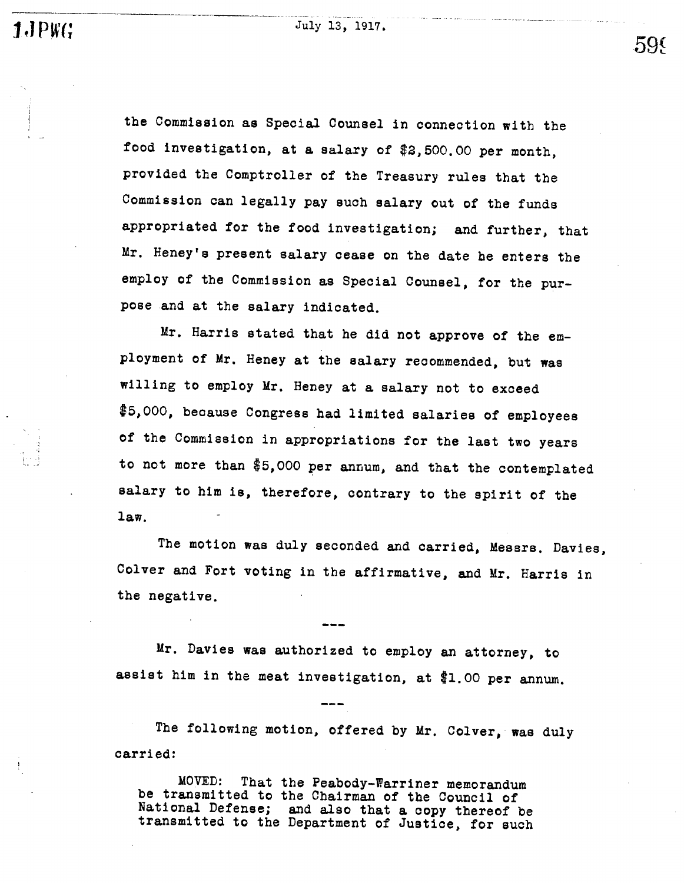the Commission as Special Counsel in connection with the food investigation, at a salary of $2,500.00 per month, provided the Comptroller of the Treasury rules that the Commission can legally pay such salary out of the funds appropriated for the food investigation; and further, that Mr. Heney's present salary cease on the date he enters the employ of the Commission as Special Counsel, for the purpose and at the salary indicated.

Mr. Harris stated that he did not approve of the employment of Mr. Heney at the salary recommended, but was willing to employ Mr. Heney at a salary not to exceed $5,000, because Congress had limited salaries of employees of the Commission in appropriations for the last two years to not more than $5,000 per annum, and that the contemplated salary to him is, therefore, contrary to the spirit of the law.

The motion was duly seconded and carried, Messrs. Davies, Colver and Fort voting in the affirmative, and Mr. Harris in the negative.

---

Mr. Davies was authorized to employ an attorney, to assist him in the meat investigation, at $1.00 per annum.

---

The following motion, offered by Mr. Colver, was duly carried:

> MOVED: That the Peabody-Warriner memorandum be transmitted to the Chairman of the Council of National Defense; and also that a copy thereof be transmitted to the Department of Justice, for such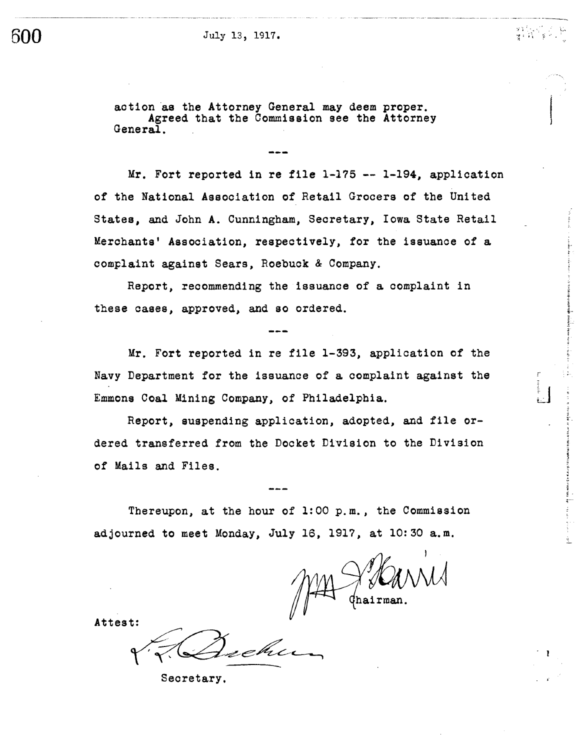action as the Attorney General may deem proper.
Agreed that the Commission see the Attorney General.

---

Mr. Fort reported in re file 1-175 -- 1-194, application of the National Association of Retail Grocers of the United States, and John A. Cunningham, Secretary, Iowa State Retail Merchants' Association, respectively, for the issuance of a complaint against Sears, Roebuck & Company.

Report, recommending the issuance of a complaint in these cases, approved, and so ordered.

---

Mr. Fort reported in re file 1-393, application of the Navy Department for the issuance of a complaint against the Emmons Coal Mining Company, of Philadelphia.

Report, suspending application, adopted, and file ordered transferred from the Docket Division to the Division of Mails and Files.

---

Thereupon, at the hour of 1:00 p.m., the Commission adjourned to meet Monday, July 16, 1917, at 10:30 a.m.

Wm. J. Harris
Chairman.

Attest:

L. L. Bracken
Secretary.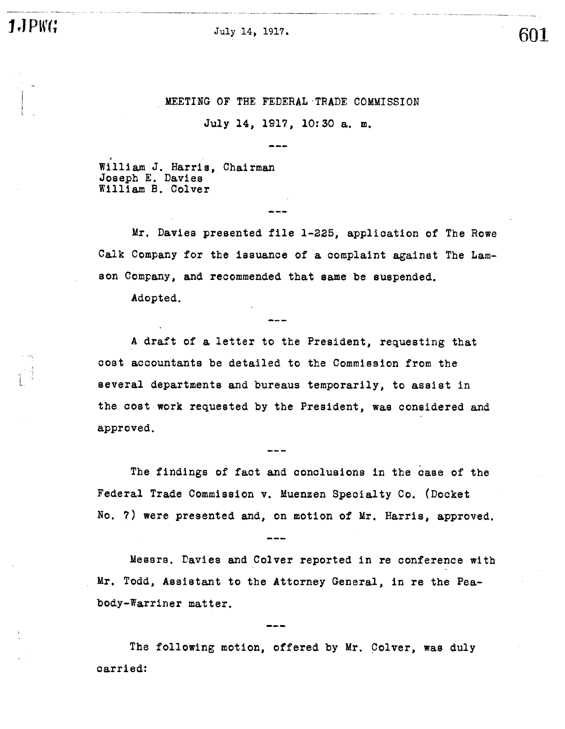MEETING OF THE FEDERAL TRADE COMMISSION

July 14, 1917, 10:30 a. m.

---

William J. Harris, Chairman
Joseph E. Davies
William B. Colver

---

Mr. Davies presented file 1-225, application of The Rowe Calk Company for the issuance of a complaint against The Lamson Company, and recommended that same be suspended.

Adopted.

---

A draft of a letter to the President, requesting that cost accountants be detailed to the Commission from the several departments and bureaus temporarily, to assist in the cost work requested by the President, was considered and approved.

---

The findings of fact and conclusions in the case of the Federal Trade Commission v. Muenzen Specialty Co. (Docket No. 7) were presented and, on motion of Mr. Harris, approved.

---

Messrs. Davies and Colver reported in re conference with Mr. Todd, Assistant to the Attorney General, in re the Peabody-Warriner matter.

---

The following motion, offered by Mr. Colver, was duly carried: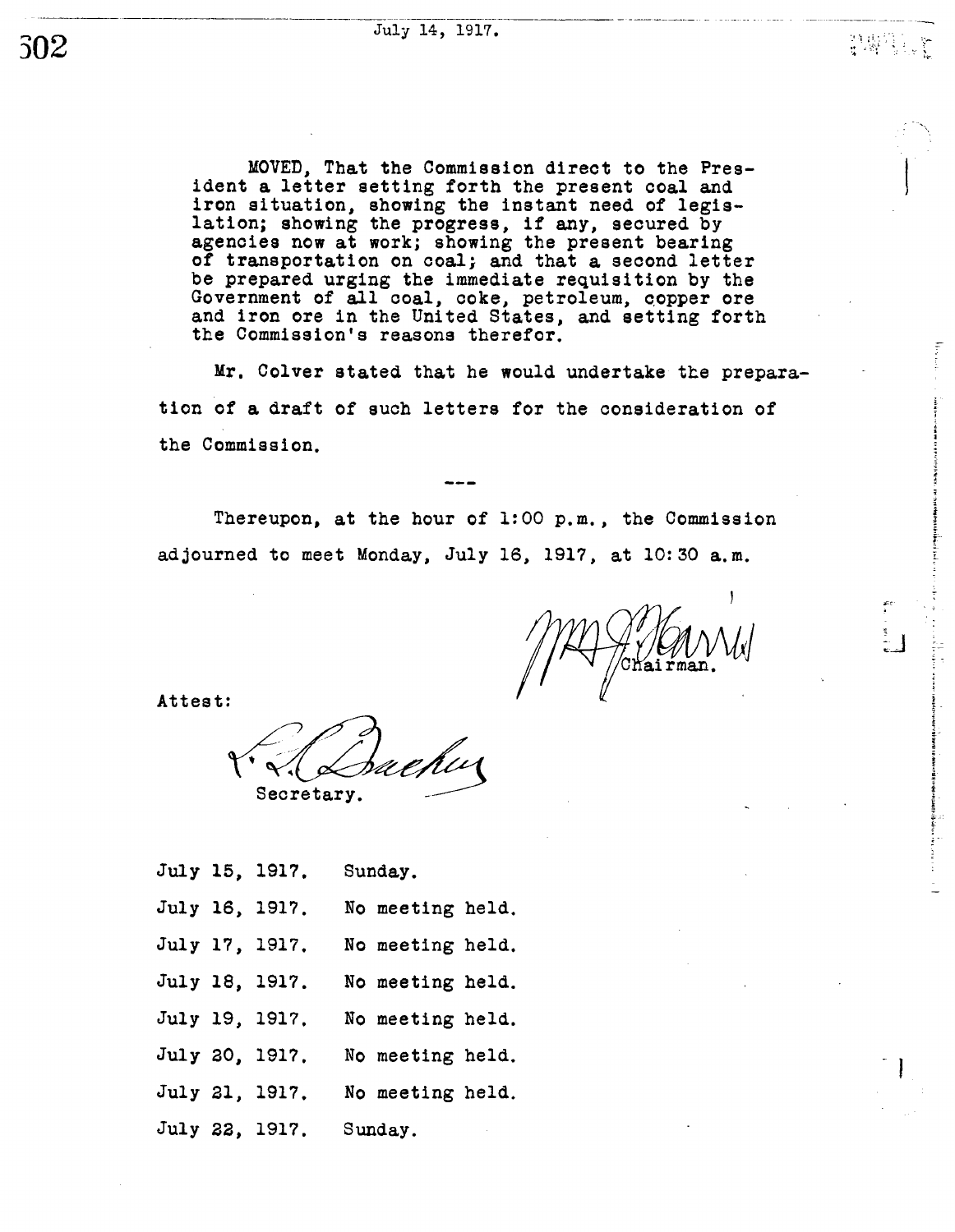MOVED, That the Commission direct to the President a letter setting forth the present coal and iron situation, showing the instant need of legislation; showing the progress, if any, secured by agencies now at work; showing the present bearing of transportation on coal; and that a second letter be prepared urging the immediate requisition by the Government of all coal, coke, petroleum, copper ore and iron ore in the United States, and setting forth the Commission's reasons therefor.

Mr. Colver stated that he would undertake the preparation of a draft of such letters for the consideration of the Commission.

---

Thereupon, at the hour of 1:00 p.m., the Commission adjourned to meet Monday, July 16, 1917, at 10:30 a.m.

Chairman.

Attest:

Secretary.

July 15, 1917. Sunday.

July 16, 1917. No meeting held.

July 17, 1917. No meeting held.

July 18, 1917. No meeting held.

July 19, 1917. No meeting held.

July 20, 1917. No meeting held.

July 21, 1917. No meeting held.

July 22, 1917. Sunday.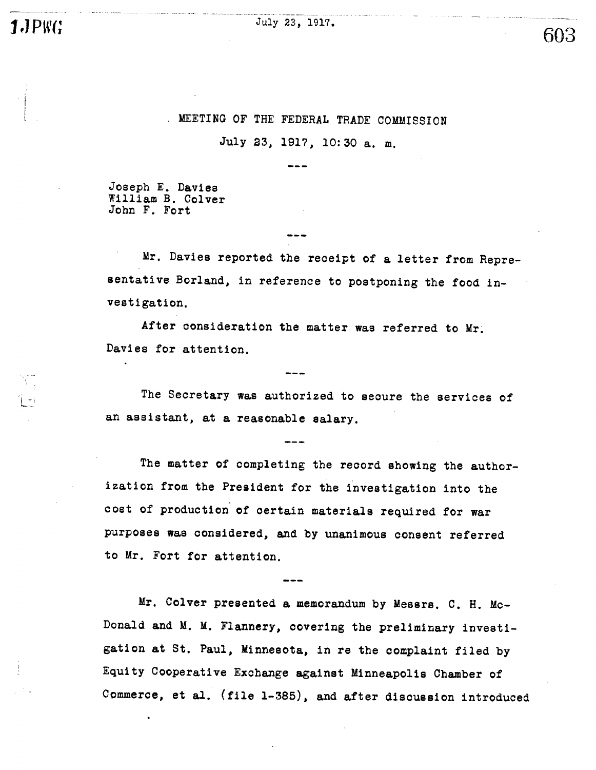# MEETING OF THE FEDERAL TRADE COMMISSION

July 23, 1917, 10:30 a. m.

---

Joseph E. Davies
William B. Colver
John F. Fort

---

Mr. Davies reported the receipt of a letter from Representative Borland, in reference to postponing the food investigation.

After consideration the matter was referred to Mr. Davies for attention.

---

The Secretary was authorized to secure the services of an assistant, at a reasonable salary.

---

The matter of completing the record showing the authorization from the President for the investigation into the cost of production of certain materials required for war purposes was considered, and by unanimous consent referred to Mr. Fort for attention.

---

Mr. Colver presented a memorandum by Messrs. C. H. McDonald and M. M. Flannery, covering the preliminary investigation at St. Paul, Minnesota, in re the complaint filed by Equity Cooperative Exchange against Minneapolis Chamber of Commerce, et al. (file 1-385), and after discussion introduced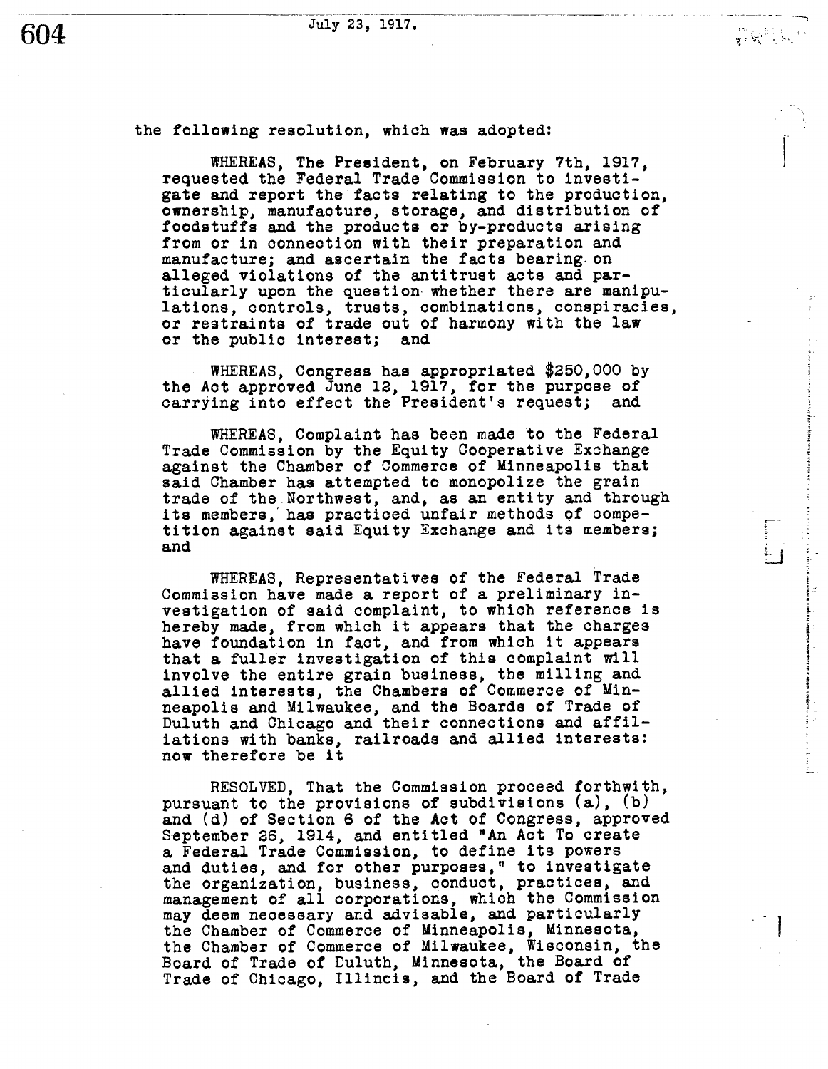the following resolution, which was adopted:

WHEREAS, The President, on February 7th, 1917, requested the Federal Trade Commission to investigate and report the facts relating to the production, ownership, manufacture, storage, and distribution of foodstuffs and the products or by-products arising from or in connection with their preparation and manufacture; and ascertain the facts bearing on alleged violations of the antitrust acts and particularly upon the question whether there are manipulations, controls, trusts, combinations, conspiracies, or restraints of trade out of harmony with the law or the public interest; and

WHEREAS, Congress has appropriated $250,000 by the Act approved June 12, 1917, for the purpose of carrying into effect the President's request; and

WHEREAS, Complaint has been made to the Federal Trade Commission by the Equity Cooperative Exchange against the Chamber of Commerce of Minneapolis that said Chamber has attempted to monopolize the grain trade of the Northwest, and, as an entity and through its members, has practiced unfair methods of competition against said Equity Exchange and its members; and

WHEREAS, Representatives of the Federal Trade Commission have made a report of a preliminary investigation of said complaint, to which reference is hereby made, from which it appears that the charges have foundation in fact, and from which it appears that a fuller investigation of this complaint will involve the entire grain business, the milling and allied interests, the Chambers of Commerce of Minneapolis and Milwaukee, and the Boards of Trade of Duluth and Chicago and their connections and affiliations with banks, railroads and allied interests: now therefore be it

RESOLVED, That the Commission proceed forthwith, pursuant to the provisions of subdivisions (a), (b) and (d) of Section 6 of the Act of Congress, approved September 26, 1914, and entitled "An Act To create a Federal Trade Commission, to define its powers and duties, and for other purposes," to investigate the organization, business, conduct, practices, and management of all corporations, which the Commission may deem necessary and advisable, and particularly the Chamber of Commerce of Minneapolis, Minnesota, the Chamber of Commerce of Milwaukee, Wisconsin, the Board of Trade of Duluth, Minnesota, the Board of Trade of Chicago, Illinois, and the Board of Trade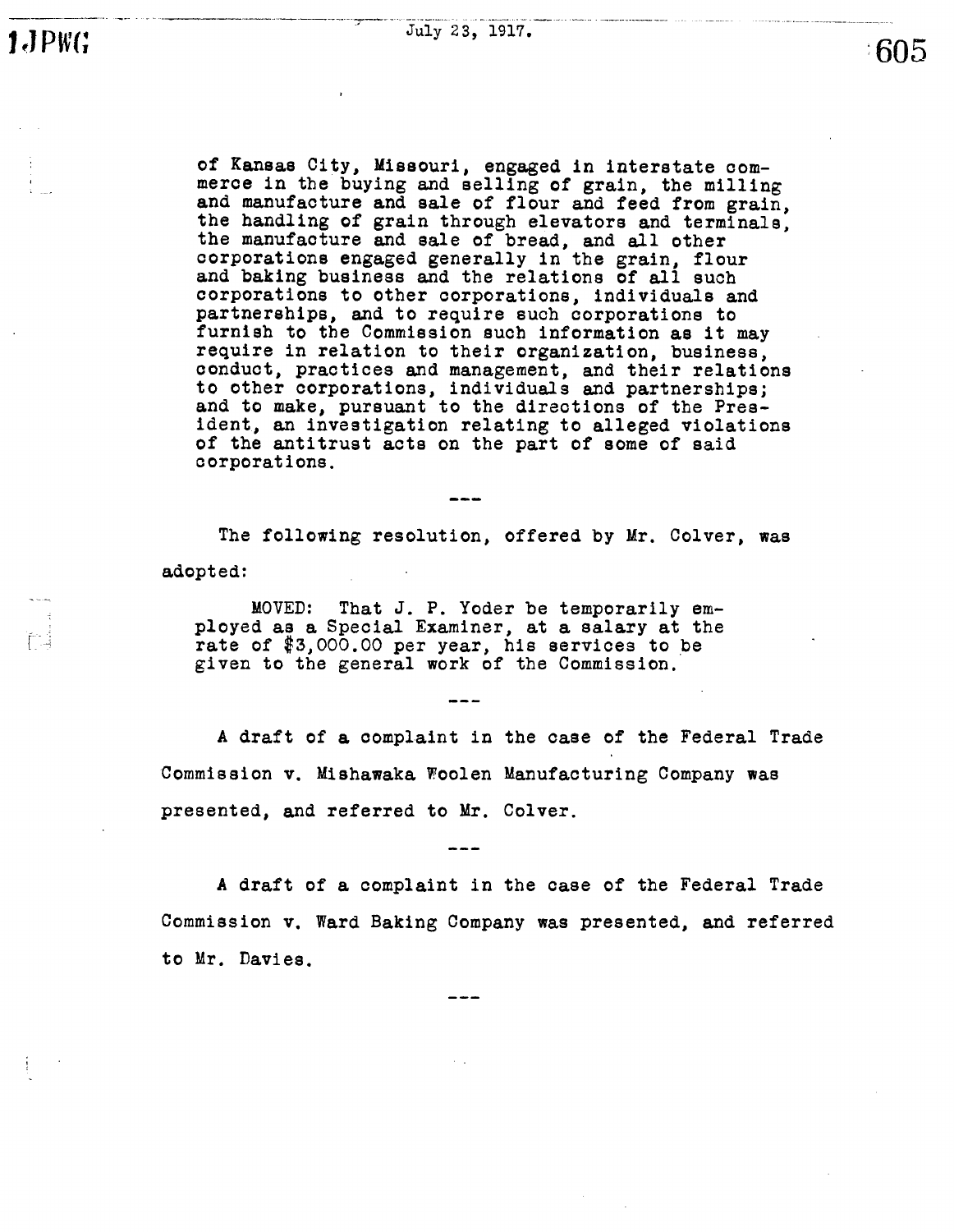of Kansas City, Missouri, engaged in interstate commerce in the buying and selling of grain, the milling and manufacture and sale of flour and feed from grain, the handling of grain through elevators and terminals, the manufacture and sale of bread, and all other corporations engaged generally in the grain, flour and baking business and the relations of all such corporations to other corporations, individuals and partnerships, and to require such corporations to furnish to the Commission such information as it may require in relation to their organization, business, conduct, practices and management, and their relations to other corporations, individuals and partnerships; and to make, pursuant to the directions of the President, an investigation relating to alleged violations of the antitrust acts on the part of some of said corporations.

---

The following resolution, offered by Mr. Colver, was adopted:

> MOVED: That J. P. Yoder be temporarily employed as a Special Examiner, at a salary at the rate of $3,000.00 per year, his services to be given to the general work of the Commission.

---

A draft of a complaint in the case of the Federal Trade Commission v. Mishawaka Woolen Manufacturing Company was presented, and referred to Mr. Colver.

---

A draft of a complaint in the case of the Federal Trade Commission v. Ward Baking Company was presented, and referred to Mr. Davies.

---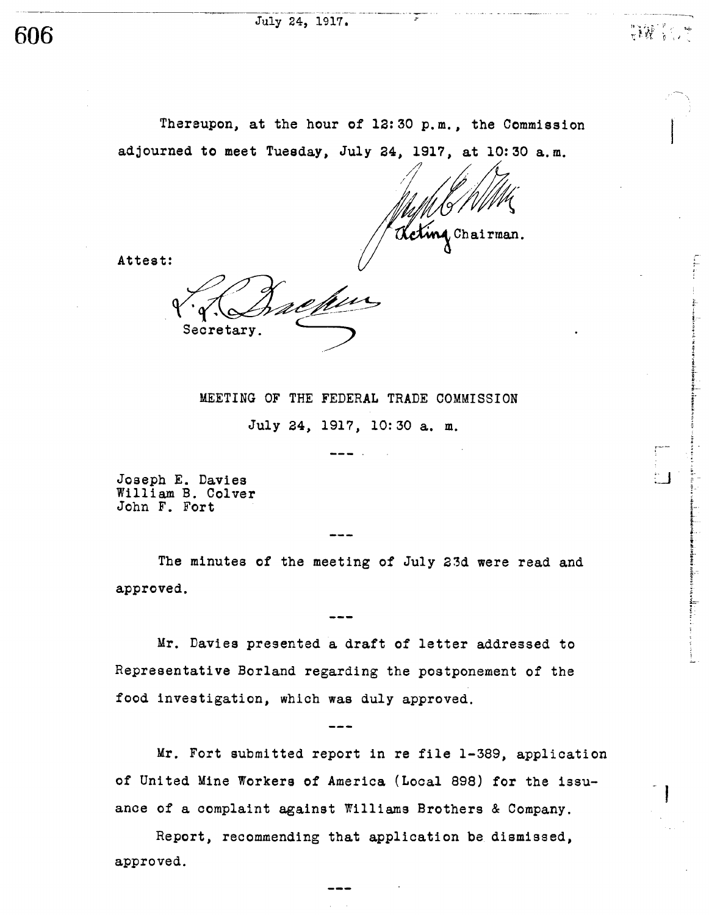Thereupon, at the hour of 12:30 p.m., the Commission adjourned to meet Tuesday, July 24, 1917, at 10:30 a.m.

Acting Chairman.

Attest:

Secretary.

## MEETING OF THE FEDERAL TRADE COMMISSION

July 24, 1917, 10:30 a. m.

---

Joseph E. Davies
William B. Colver
John F. Fort

---

The minutes of the meeting of July 23d were read and approved.

---

Mr. Davies presented a draft of letter addressed to Representative Borland regarding the postponement of the food investigation, which was duly approved.

---

Mr. Fort submitted report in re file 1-389, application of United Mine Workers of America (Local 898) for the issuance of a complaint against Williams Brothers & Company.

Report, recommending that application be dismissed, approved.

---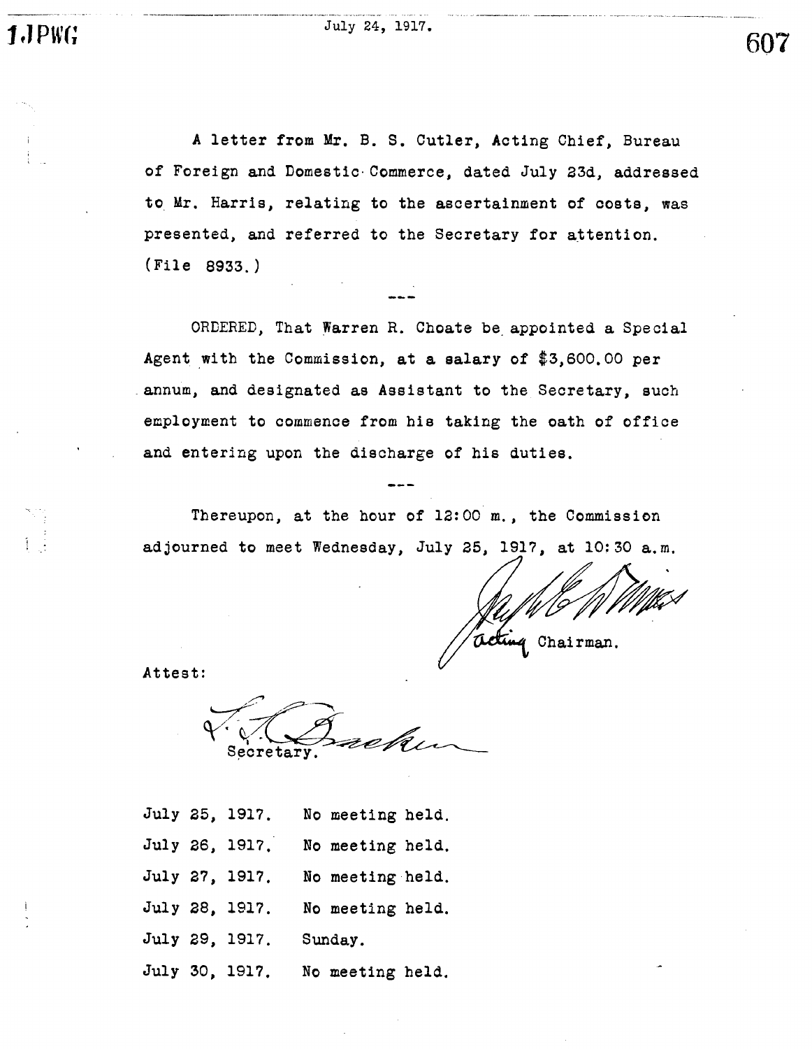July 24, 1917.

A letter from Mr. B. S. Cutler, Acting Chief, Bureau of Foreign and Domestic Commerce, dated July 23d, addressed to Mr. Harris, relating to the ascertainment of costs, was presented, and referred to the Secretary for attention. (File 8933.)

---

ORDERED, That Warren R. Choate be appointed a Special Agent with the Commission, at a salary of $3,600.00 per annum, and designated as Assistant to the Secretary, such employment to commence from his taking the oath of office and entering upon the discharge of his duties.

---

Thereupon, at the hour of 12:00 m., the Commission adjourned to meet Wednesday, July 25, 1917, at 10:30 a.m.

Acting Chairman.

Attest:

Secretary.

July 25, 1917. No meeting held.

July 26, 1917. No meeting held.

July 27, 1917. No meeting held.

July 28, 1917. No meeting held.

July 29, 1917. Sunday.

July 30, 1917. No meeting held.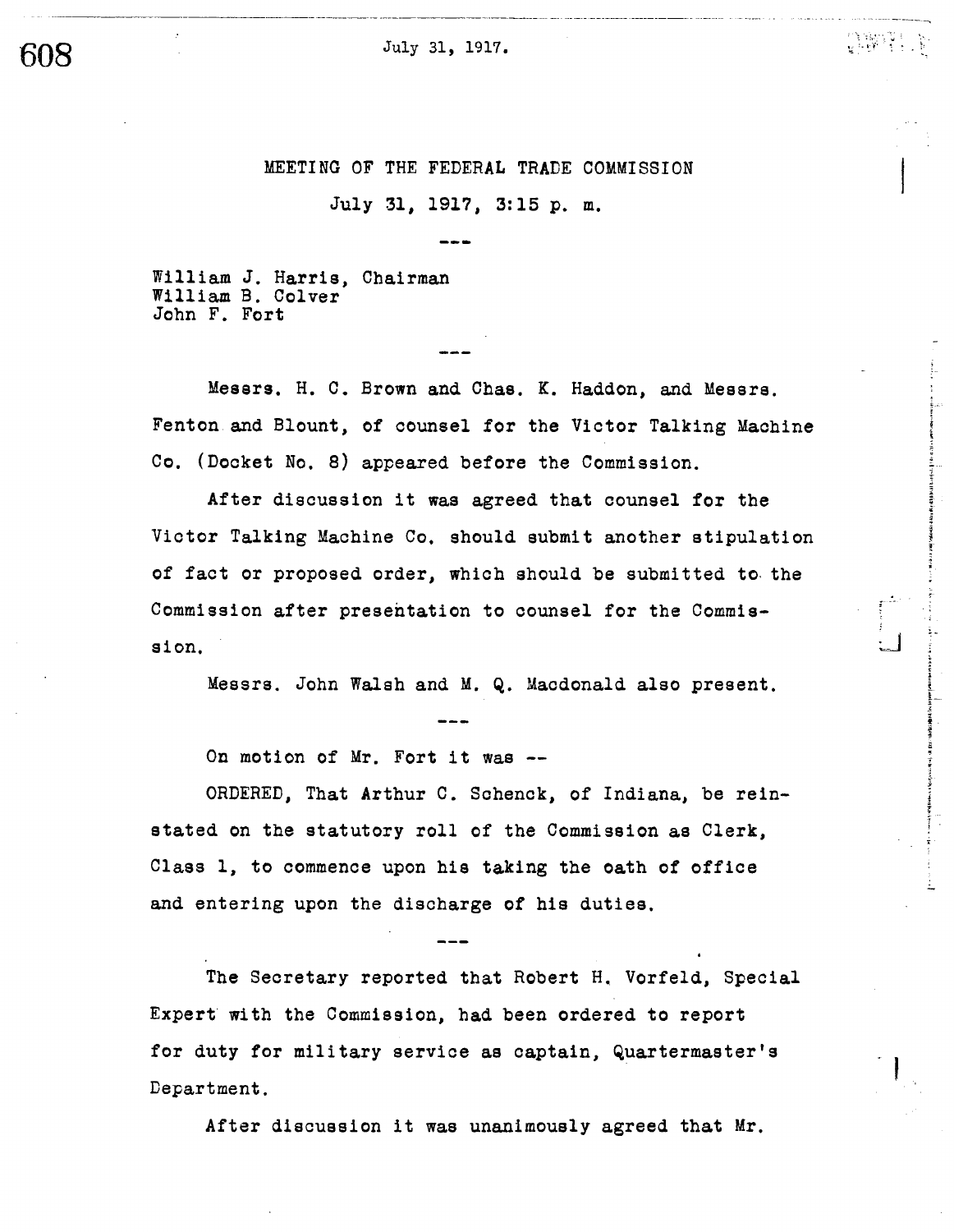MEETING OF THE FEDERAL TRADE COMMISSION

July 31, 1917, 3:15 p. m.

---

William J. Harris, Chairman
William B. Colver
John F. Fort

---

Messrs. H. C. Brown and Chas. K. Haddon, and Messrs. Fenton and Blount, of counsel for the Victor Talking Machine Co. (Docket No. 8) appeared before the Commission.

After discussion it was agreed that counsel for the Victor Talking Machine Co. should submit another stipulation of fact or proposed order, which should be submitted to the Commission after presentation to counsel for the Commission.

Messrs. John Walsh and M. Q. Macdonald also present.

---

On motion of Mr. Fort it was --

ORDERED, That Arthur C. Schenck, of Indiana, be reinstated on the statutory roll of the Commission as Clerk, Class 1, to commence upon his taking the oath of office and entering upon the discharge of his duties.

---

The Secretary reported that Robert H. Vorfeld, Special Expert with the Commission, had been ordered to report for duty for military service as captain, Quartermaster's Department.

After discussion it was unanimously agreed that Mr.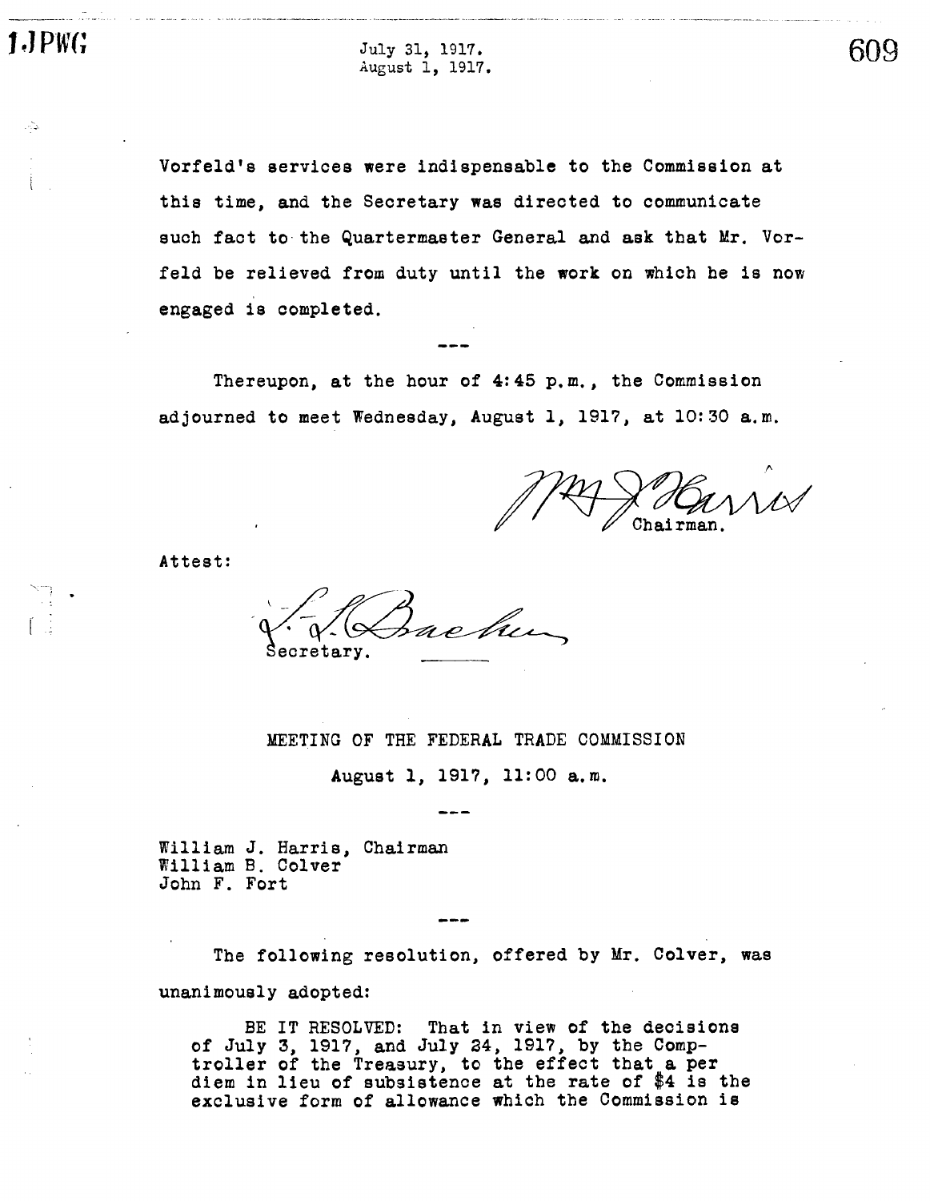Vorfeld's services were indispensable to the Commission at this time, and the Secretary was directed to communicate such fact to the Quartermaster General and ask that Mr. Vorfeld be relieved from duty until the work on which he is now engaged is completed.

---

Thereupon, at the hour of 4:45 p.m., the Commission adjourned to meet Wednesday, August 1, 1917, at 10:30 a.m.

Wm J Harris
Chairman.

Attest:

J. L. Baker
Secretary.

## MEETING OF THE FEDERAL TRADE COMMISSION

**August 1, 1917, 11:00 a.m.**

---

William J. Harris, Chairman
William B. Colver
John F. Fort

---

The following resolution, offered by Mr. Colver, was unanimously adopted:

> BE IT RESOLVED: That in view of the decisions of July 3, 1917, and July 24, 1917, by the Comptroller of the Treasury, to the effect that a per diem in lieu of subsistence at the rate of $4 is the exclusive form of allowance which the Commission is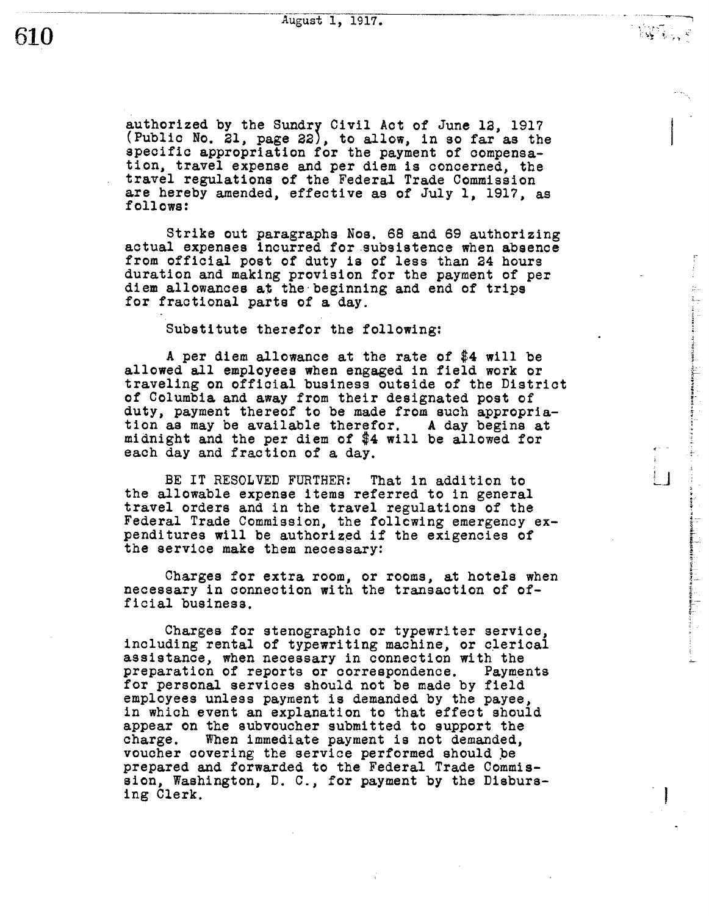authorized by the Sundry Civil Act of June 12, 1917 (Public No. 21, page 22), to allow, in so far as the specific appropriation for the payment of compensation, travel expense and per diem is concerned, the travel regulations of the Federal Trade Commission are hereby amended, effective as of July 1, 1917, as follows:

Strike out paragraphs Nos. 68 and 69 authorizing actual expenses incurred for subsistence when absence from official post of duty is of less than 24 hours duration and making provision for the payment of per diem allowances at the beginning and end of trips for fractional parts of a day.

Substitute therefor the following:

A per diem allowance at the rate of $4 will be allowed all employees when engaged in field work or traveling on official business outside of the District of Columbia and away from their designated post of duty, payment thereof to be made from such appropriation as may be available therefor. A day begins at midnight and the per diem of $4 will be allowed for each day and fraction of a day.

BE IT RESOLVED FURTHER: That in addition to the allowable expense items referred to in general travel orders and in the travel regulations of the Federal Trade Commission, the following emergency expenditures will be authorized if the exigencies of the service make them necessary:

Charges for extra room, or rooms, at hotels when necessary in connection with the transaction of official business.

Charges for stenographic or typewriter service, including rental of typewriting machine, or clerical assistance, when necessary in connection with the preparation of reports or correspondence. Payments for personal services should not be made by field employees unless payment is demanded by the payee, in which event an explanation to that effect should appear on the subvoucher submitted to support the charge. When immediate payment is not demanded, voucher covering the service performed should be prepared and forwarded to the Federal Trade Commission, Washington, D. C., for payment by the Disbursing Clerk.